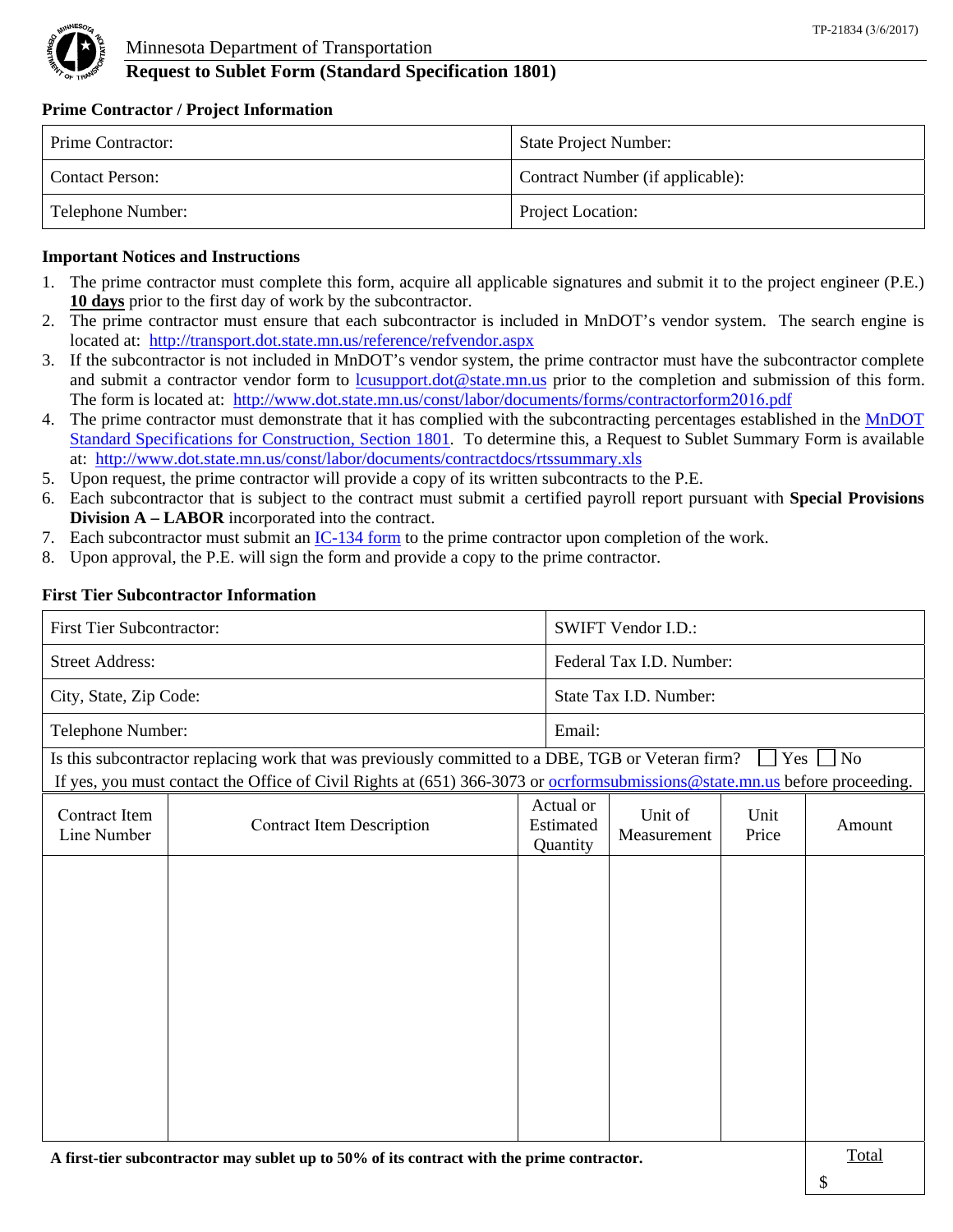TP-21834 (3/6/2017)

Minnesota Department of Transportation

# Request to Sublet Form (Standard Specification 1801)

## Prime Contractor / Project Information

| Prime Contractor: | State Project Number: |
|---|---|
| Contact Person: | Contract Number (if applicable): |
| Telephone Number: | Project Location: |

## Important Notices and Instructions

1. The prime contractor must complete this form, acquire all applicable signatures and submit it to the project engineer (P.E.) **10 days** prior to the first day of work by the subcontractor.
2. The prime contractor must ensure that each subcontractor is included in MnDOT's vendor system. The search engine is located at: http://transport.dot.state.mn.us/reference/refvendor.aspx
3. If the subcontractor is not included in MnDOT's vendor system, the prime contractor must have the subcontractor complete and submit a contractor vendor form to lcusupport.dot@state.mn.us prior to the completion and submission of this form. The form is located at: http://www.dot.state.mn.us/const/labor/documents/forms/contractorform2016.pdf
4. The prime contractor must demonstrate that it has complied with the subcontracting percentages established in the MnDOT Standard Specifications for Construction, Section 1801. To determine this, a Request to Sublet Summary Form is available at: http://www.dot.state.mn.us/const/labor/documents/contractdocs/rtssummary.xls
5. Upon request, the prime contractor will provide a copy of its written subcontracts to the P.E.
6. Each subcontractor that is subject to the contract must submit a certified payroll report pursuant with **Special Provisions Division A – LABOR** incorporated into the contract.
7. Each subcontractor must submit an IC-134 form to the prime contractor upon completion of the work.
8. Upon approval, the P.E. will sign the form and provide a copy to the prime contractor.

## First Tier Subcontractor Information

| First Tier Subcontractor: | SWIFT Vendor I.D.: |
|---|---|
| Street Address: | Federal Tax I.D. Number: |
| City, State, Zip Code: | State Tax I.D. Number: |
| Telephone Number: | Email: |

Is this subcontractor replacing work that was previously committed to a DBE, TGB or Veteran firm? ☐ Yes ☐ No
If yes, you must contact the Office of Civil Rights at (651) 366-3073 or ocrformsubmissions@state.mn.us before proceeding.

| Contract Item Line Number | Contract Item Description | Actual or Estimated Quantity | Unit of Measurement | Unit Price | Amount |
|---|---|---|---|---|---|
| | | | | | |
| **A first-tier subcontractor may sublet up to 50% of its contract with the prime contractor.** | | | | | Total $ |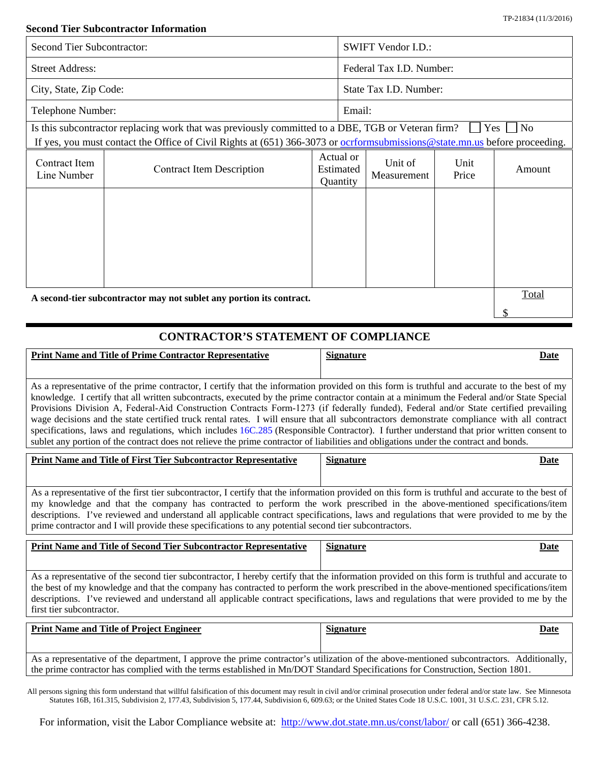**Second Tier Subcontractor Information**

| | |
|---|---|
| Second Tier Subcontractor: | SWIFT Vendor I.D.: |
| Street Address: | Federal Tax I.D. Number: |
| City, State, Zip Code: | State Tax I.D. Number: |
| Telephone Number: | Email: |

Is this subcontractor replacing work that was previously committed to a DBE, TGB or Veteran firm? ☐ Yes ☐ No

If yes, you must contact the Office of Civil Rights at (651) 366-3073 or ocrformsubmissions@state.mn.us before proceeding.

| Contract Item Line Number | Contract Item Description | Actual or Estimated Quantity | Unit of Measurement | Unit Price | Amount |
|---|---|---|---|---|---|
| | | | | | |
| **A second-tier subcontractor may not sublet any portion its contract.** | | | | | Total $ |

## CONTRACTOR'S STATEMENT OF COMPLIANCE

| **Print Name and Title of Prime Contractor Representative** | **Signature** | **Date** |
|---|---|---|
| | | |

As a representative of the prime contractor, I certify that the information provided on this form is truthful and accurate to the best of my knowledge. I certify that all written subcontracts, executed by the prime contractor contain at a minimum the Federal and/or State Special Provisions Division A, Federal-Aid Construction Contracts Form-1273 (if federally funded), Federal and/or State certified prevailing wage decisions and the state certified truck rental rates. I will ensure that all subcontractors demonstrate compliance with all contract specifications, laws and regulations, which includes 16C.285 (Responsible Contractor). I further understand that prior written consent to sublet any portion of the contract does not relieve the prime contractor of liabilities and obligations under the contract and bonds.

| **Print Name and Title of First Tier Subcontractor Representative** | **Signature** | **Date** |
|---|---|---|
| | | |

As a representative of the first tier subcontractor, I certify that the information provided on this form is truthful and accurate to the best of my knowledge and that the company has contracted to perform the work prescribed in the above-mentioned specifications/item descriptions. I've reviewed and understand all applicable contract specifications, laws and regulations that were provided to me by the prime contractor and I will provide these specifications to any potential second tier subcontractors.

| **Print Name and Title of Second Tier Subcontractor Representative** | **Signature** | **Date** |
|---|---|---|
| | | |

As a representative of the second tier subcontractor, I hereby certify that the information provided on this form is truthful and accurate to the best of my knowledge and that the company has contracted to perform the work prescribed in the above-mentioned specifications/item descriptions. I've reviewed and understand all applicable contract specifications, laws and regulations that were provided to me by the first tier subcontractor.

| **Print Name and Title of Project Engineer** | **Signature** | **Date** |
|---|---|---|
| | | |

As a representative of the department, I approve the prime contractor's utilization of the above-mentioned subcontractors. Additionally, the prime contractor has complied with the terms established in Mn/DOT Standard Specifications for Construction, Section 1801.

All persons signing this form understand that willful falsification of this document may result in civil and/or criminal prosecution under federal and/or state law. See Minnesota Statutes 16B, 161.315, Subdivision 2, 177.43, Subdivision 5, 177.44, Subdivision 6, 609.63; or the United States Code 18 U.S.C. 1001, 31 U.S.C. 231, CFR 5.12.

For information, visit the Labor Compliance website at: http://www.dot.state.mn.us/const/labor/ or call (651) 366-4238.